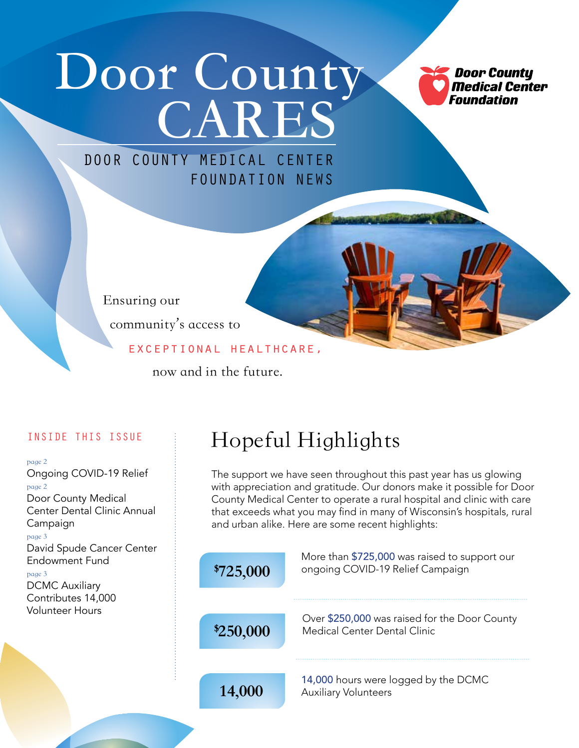# Door County CARES

DOOR COUNTY MEDICAL CENTER FOUNDATION NEWS

Door County Medical Center Foundation

Ensuring our community's access to EXCEPTIONAL HEALTHCARE, now and in the future.

INSIDE THIS ISSUE

page 2
Ongoing COVID-19 Relief

page 2
Door County Medical Center Dental Clinic Annual Campaign

page 3
David Spude Cancer Center Endowment Fund

page 3
DCMC Auxiliary Contributes 14,000 Volunteer Hours

## Hopeful Highlights

The support we have seen throughout this past year has us glowing with appreciation and gratitude. Our donors make it possible for Door County Medical Center to operate a rural hospital and clinic with care that exceeds what you may find in many of Wisconsin's hospitals, rural and urban alike. Here are some recent highlights:

**$725,000** — More than $725,000 was raised to support our ongoing COVID-19 Relief Campaign

**$250,000** — Over $250,000 was raised for the Door County Medical Center Dental Clinic

**14,000** — 14,000 hours were logged by the DCMC Auxiliary Volunteers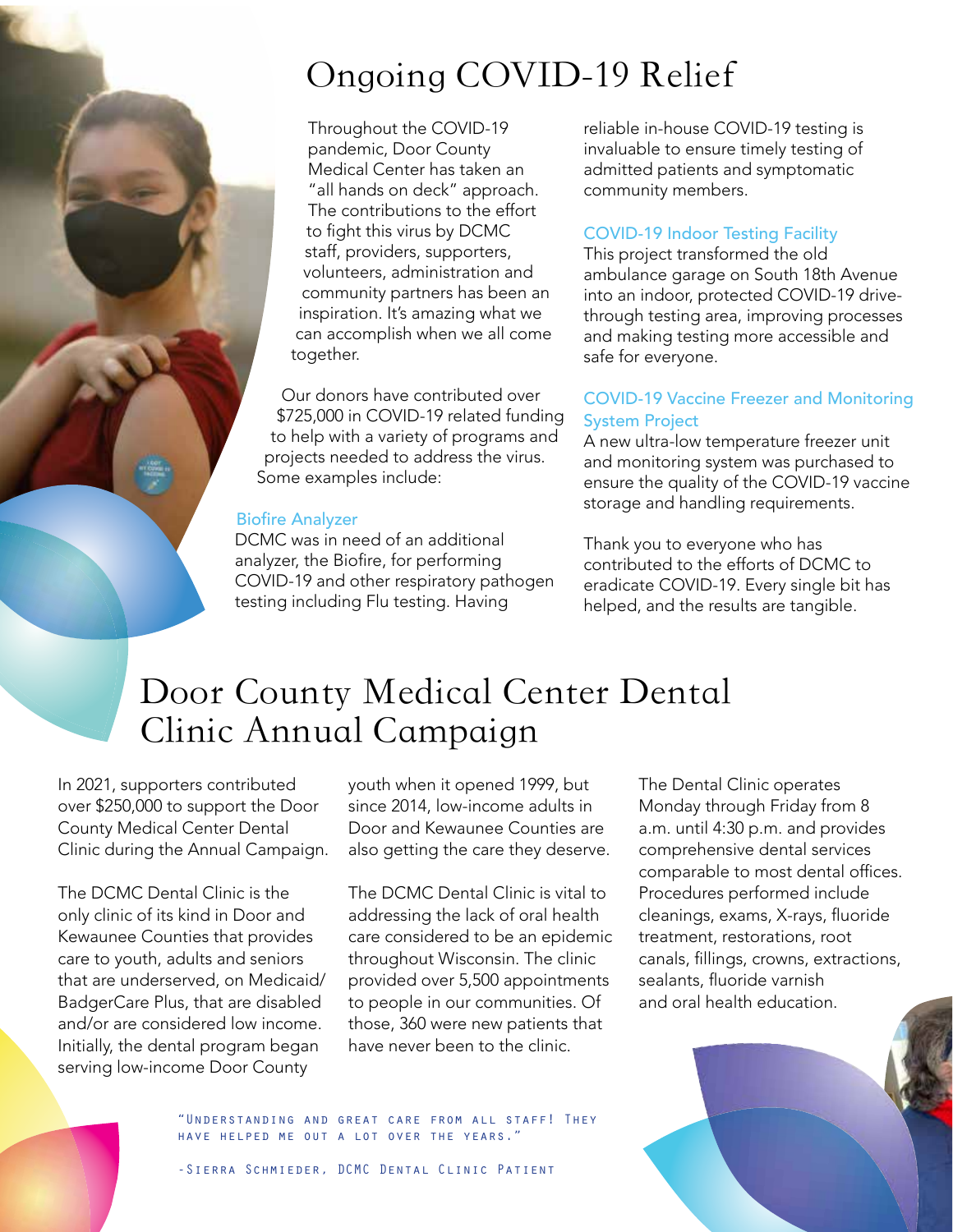# Ongoing COVID-19 Relief

Throughout the COVID-19 pandemic, Door County Medical Center has taken an "all hands on deck" approach. The contributions to the effort to fight this virus by DCMC staff, providers, supporters, volunteers, administration and community partners has been an inspiration. It's amazing what we can accomplish when we all come together.

Our donors have contributed over $725,000 in COVID-19 related funding to help with a variety of programs and projects needed to address the virus. Some examples include:

### Biofire Analyzer

DCMC was in need of an additional analyzer, the Biofire, for performing COVID-19 and other respiratory pathogen testing including Flu testing. Having reliable in-house COVID-19 testing is invaluable to ensure timely testing of admitted patients and symptomatic community members.

### COVID-19 Indoor Testing Facility

This project transformed the old ambulance garage on South 18th Avenue into an indoor, protected COVID-19 drive-through testing area, improving processes and making testing more accessible and safe for everyone.

### COVID-19 Vaccine Freezer and Monitoring System Project

A new ultra-low temperature freezer unit and monitoring system was purchased to ensure the quality of the COVID-19 vaccine storage and handling requirements.

Thank you to everyone who has contributed to the efforts of DCMC to eradicate COVID-19. Every single bit has helped, and the results are tangible.

# Door County Medical Center Dental Clinic Annual Campaign

In 2021, supporters contributed over $250,000 to support the Door County Medical Center Dental Clinic during the Annual Campaign.

The DCMC Dental Clinic is the only clinic of its kind in Door and Kewaunee Counties that provides care to youth, adults and seniors that are underserved, on Medicaid/ BadgerCare Plus, that are disabled and/or are considered low income. Initially, the dental program began serving low-income Door County youth when it opened 1999, but since 2014, low-income adults in Door and Kewaunee Counties are also getting the care they deserve.

The DCMC Dental Clinic is vital to addressing the lack of oral health care considered to be an epidemic throughout Wisconsin. The clinic provided over 5,500 appointments to people in our communities. Of those, 360 were new patients that have never been to the clinic.

The Dental Clinic operates Monday through Friday from 8 a.m. until 4:30 p.m. and provides comprehensive dental services comparable to most dental offices. Procedures performed include cleanings, exams, X-rays, fluoride treatment, restorations, root canals, fillings, crowns, extractions, sealants, fluoride varnish and oral health education.

"Understanding and great care from all staff! They have helped me out a lot over the years."

-Sierra Schmieder, DCMC Dental Clinic Patient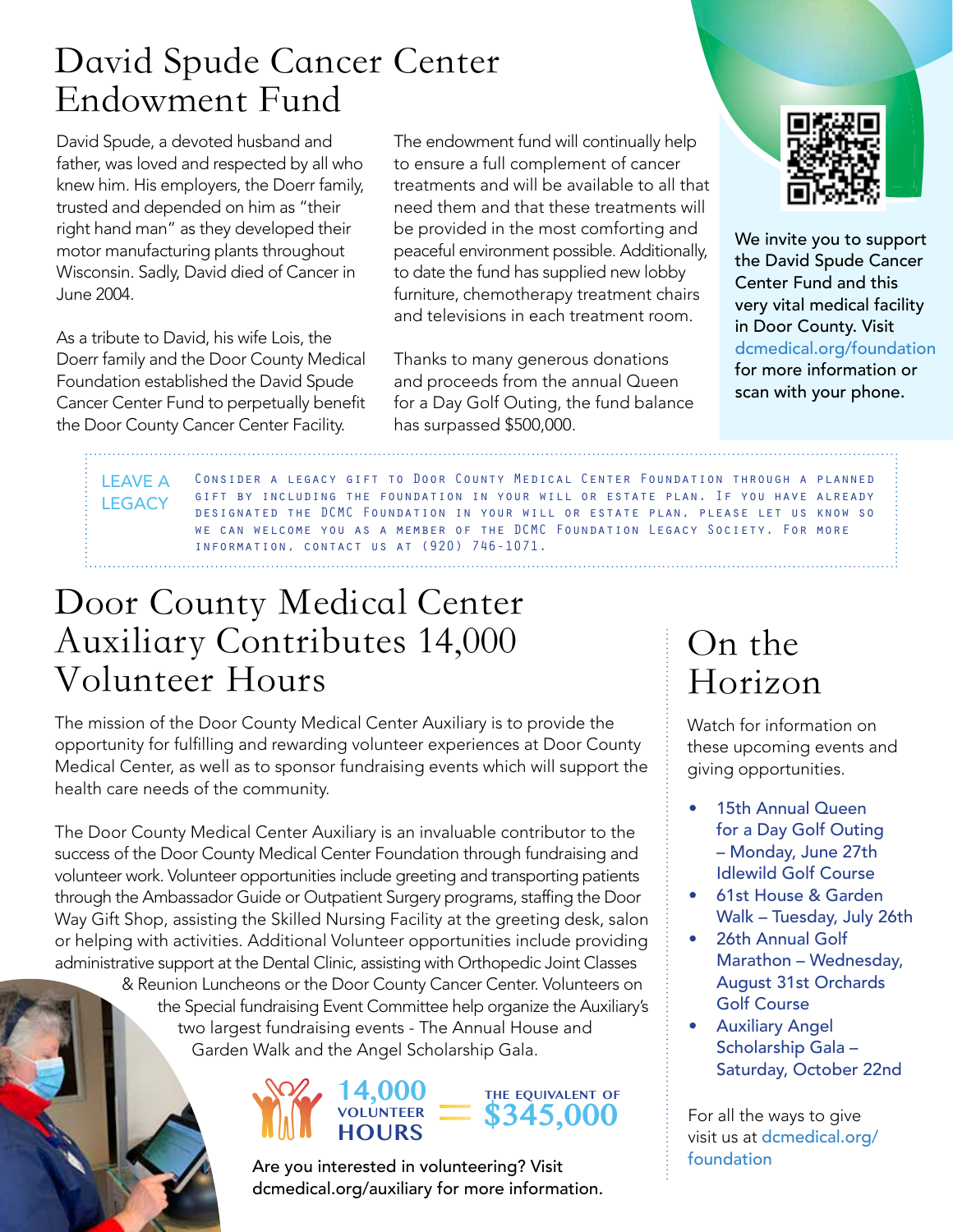# David Spude Cancer Center Endowment Fund

David Spude, a devoted husband and father, was loved and respected by all who knew him. His employers, the Doerr family, trusted and depended on him as "their right hand man" as they developed their motor manufacturing plants throughout Wisconsin. Sadly, David died of Cancer in June 2004.

As a tribute to David, his wife Lois, the Doerr family and the Door County Medical Foundation established the David Spude Cancer Center Fund to perpetually benefit the Door County Cancer Center Facility.

The endowment fund will continually help to ensure a full complement of cancer treatments and will be available to all that need them and that these treatments will be provided in the most comforting and peaceful environment possible. Additionally, to date the fund has supplied new lobby furniture, chemotherapy treatment chairs and televisions in each treatment room.

Thanks to many generous donations and proceeds from the annual Queen for a Day Golf Outing, the fund balance has surpassed $500,000.

We invite you to support the David Spude Cancer Center Fund and this very vital medical facility in Door County. Visit dcmedical.org/foundation for more information or scan with your phone.

**LEAVE A LEGACY**

Consider a legacy gift to Door County Medical Center Foundation through a planned gift by including the foundation in your will or estate plan. If you have already designated the DCMC Foundation in your will or estate plan, please let us know so we can welcome you as a member of the DCMC Foundation Legacy Society. For more information, contact us at (920) 746-1071.

# Door County Medical Center Auxiliary Contributes 14,000 Volunteer Hours

The mission of the Door County Medical Center Auxiliary is to provide the opportunity for fulfilling and rewarding volunteer experiences at Door County Medical Center, as well as to sponsor fundraising events which will support the health care needs of the community.

The Door County Medical Center Auxiliary is an invaluable contributor to the success of the Door County Medical Center Foundation through fundraising and volunteer work. Volunteer opportunities include greeting and transporting patients through the Ambassador Guide or Outpatient Surgery programs, staffing the Door Way Gift Shop, assisting the Skilled Nursing Facility at the greeting desk, salon or helping with activities. Additional Volunteer opportunities include providing administrative support at the Dental Clinic, assisting with Orthopedic Joint Classes & Reunion Luncheons or the Door County Cancer Center. Volunteers on the Special fundraising Event Committee help organize the Auxiliary's two largest fundraising events - The Annual House and Garden Walk and the Angel Scholarship Gala.

**14,000 VOLUNTEER HOURS = THE EQUIVALENT OF $345,000**

Are you interested in volunteering? Visit dcmedical.org/auxiliary for more information.

# On the Horizon

Watch for information on these upcoming events and giving opportunities.

- 15th Annual Queen for a Day Golf Outing – Monday, June 27th Idlewild Golf Course
- 61st House & Garden Walk – Tuesday, July 26th
- 26th Annual Golf Marathon – Wednesday, August 31st Orchards Golf Course
- Auxiliary Angel Scholarship Gala – Saturday, October 22nd

For all the ways to give visit us at dcmedical.org/foundation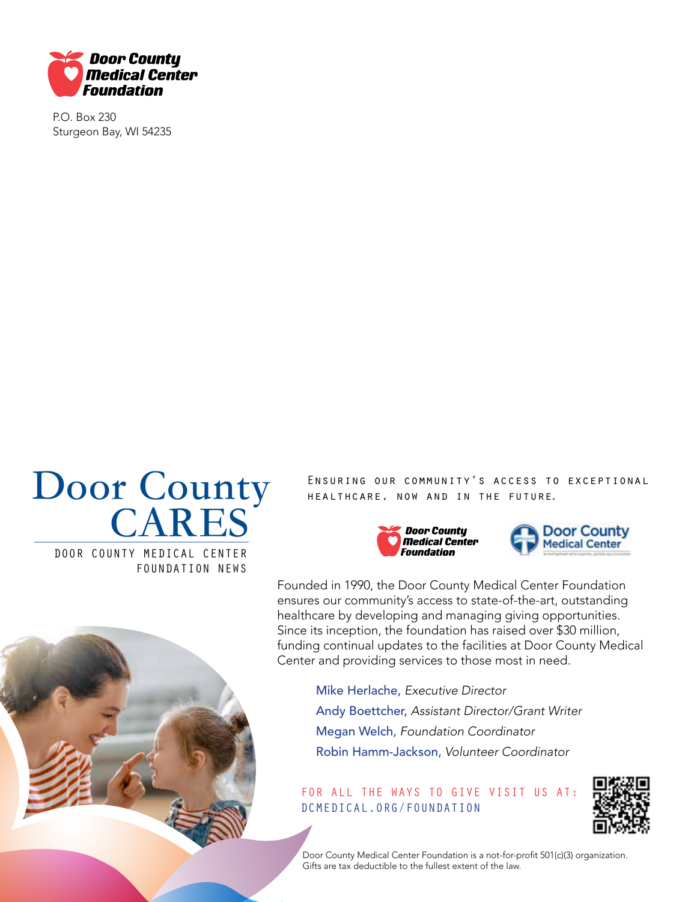Door County Medical Center Foundation

P.O. Box 230
Sturgeon Bay, WI 54235

# Door County CARES

DOOR COUNTY MEDICAL CENTER FOUNDATION NEWS

Ensuring our community's access to exceptional healthcare, now and in the future.

Door County Medical Center Foundation

Door County Medical Center

Founded in 1990, the Door County Medical Center Foundation ensures our community's access to state-of-the-art, outstanding healthcare by developing and managing giving opportunities. Since its inception, the foundation has raised over $30 million, funding continual updates to the facilities at Door County Medical Center and providing services to those most in need.

Mike Herlache, *Executive Director*
Andy Boettcher, *Assistant Director/Grant Writer*
Megan Welch, *Foundation Coordinator*
Robin Hamm-Jackson, *Volunteer Coordinator*

FOR ALL THE WAYS TO GIVE VISIT US AT:
DCMEDICAL.ORG/FOUNDATION

Door County Medical Center Foundation is a not-for-profit 501(c)(3) organization.
Gifts are tax deductible to the fullest extent of the law.